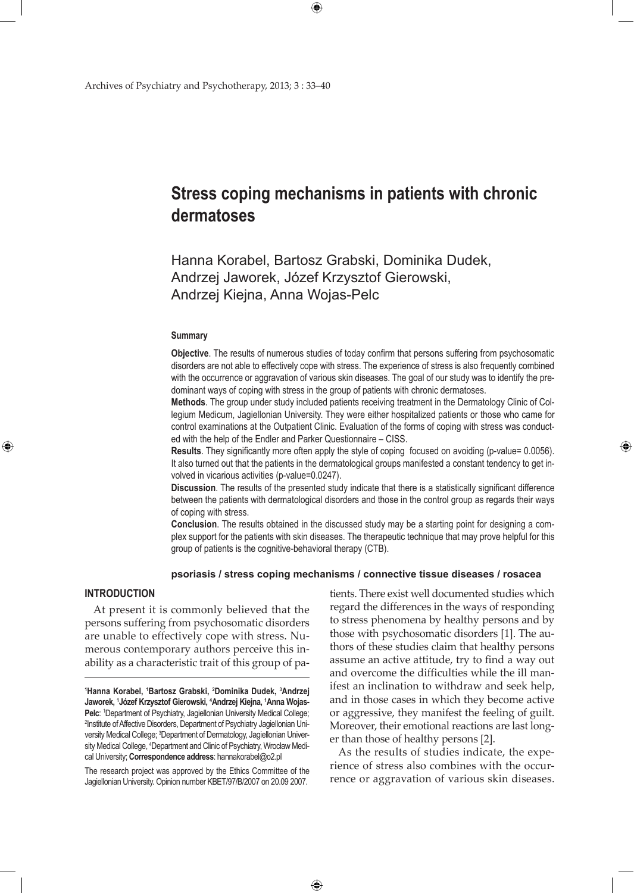# Stress coping mechanisms in patients with chronic dermatoses

Hanna Korabel, Bartosz Grabski, Dominika Dudek, Andrzej Jaworek, Józef Krzysztof Gierowski, Andrzej Kiejna, Anna Wojas-Pelc

### Summary

**Objective**. The results of numerous studies of today confirm that persons suffering from psychosomatic disorders are not able to effectively cope with stress. The experience of stress is also frequently combined with the occurrence or aggravation of various skin diseases. The goal of our study was to identify the predominant ways of coping with stress in the group of patients with chronic dermatoses.

**Methods**. The group under study included patients receiving treatment in the Dermatology Clinic of Collegium Medicum, Jagiellonian University. They were either hospitalized patients or those who came for control examinations at the Outpatient Clinic. Evaluation of the forms of coping with stress was conducted with the help of the Endler and Parker Questionnaire – CISS.

**Results**. They significantly more often apply the style of coping focused on avoiding (p-value= 0.0056). It also turned out that the patients in the dermatological groups manifested a constant tendency to get involved in vicarious activities (p-value=0.0247).

**Discussion**. The results of the presented study indicate that there is a statistically significant difference between the patients with dermatological disorders and those in the control group as regards their ways of coping with stress.

**Conclusion**. The results obtained in the discussed study may be a starting point for designing a complex support for the patients with skin diseases. The therapeutic technique that may prove helpful for this group of patients is the cognitive-behavioral therapy (CTB).

**psoriasis / stress coping mechanisms / connective tissue diseases / rosacea**

## INTRODUCTION

At present it is commonly believed that the persons suffering from psychosomatic disorders are unable to effectively cope with stress. Numerous contemporary authors perceive this inability as a characteristic trait of this group of patients. There exist well documented studies which regard the differences in the ways of responding to stress phenomena by healthy persons and by those with psychosomatic disorders [1]. The authors of these studies claim that healthy persons assume an active attitude, try to find a way out and overcome the difficulties while the ill manifest an inclination to withdraw and seek help, and in those cases in which they become active or aggressive, they manifest the feeling of guilt. Moreover, their emotional reactions are last longer than those of healthy persons [2].

As the results of studies indicate, the experience of stress also combines with the occurrence or aggravation of various skin diseases.

---

[1]**Hanna Korabel,** [1]**Bartosz Grabski,** [2]**Dominika Dudek,** [3]**Andrzej Jaworek,** [1]**Józef Krzysztof Gierowski,** [4]**Andrzej Kiejna,** [1]**Anna Wojas-Pelc**: [1]Department of Psychiatry, Jagiellonian University Medical College; [2]Institute of Affective Disorders, Department of Psychiatry Jagiellonian University Medical College; [3]Department of Dermatology, Jagiellonian University Medical College, [4]Department and Clinic of Psychiatry, Wrocław Medical University; **Correspondence address**: hannakorabel@o2.pl

The research project was approved by the Ethics Committee of the Jagiellonian University. Opinion number KBET/97/B/2007 on 20.09 2007.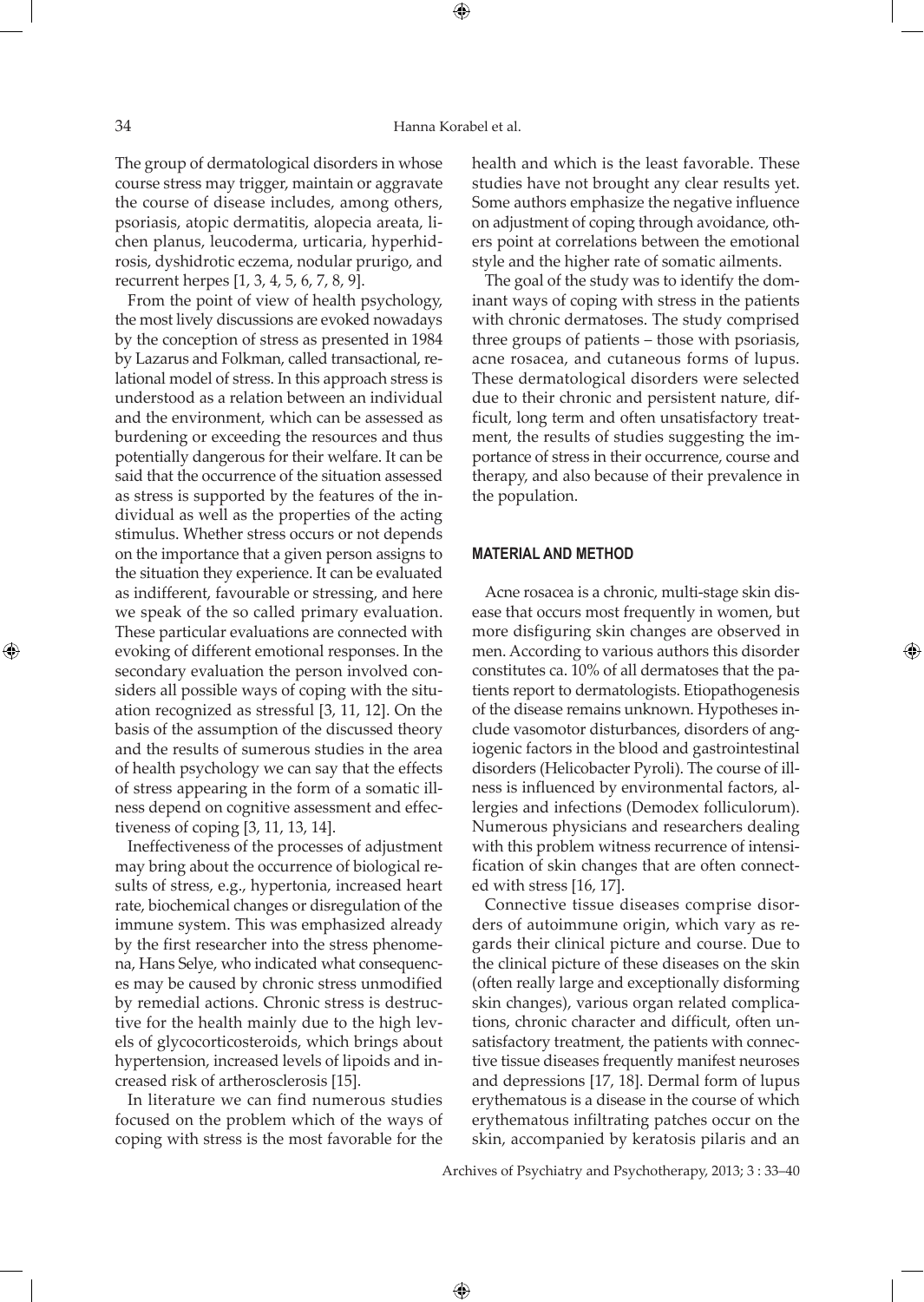The group of dermatological disorders in whose course stress may trigger, maintain or aggravate the course of disease includes, among others, psoriasis, atopic dermatitis, alopecia areata, lichen planus, leucoderma, urticaria, hyperhidrosis, dyshidrotic eczema, nodular prurigo, and recurrent herpes [1, 3, 4, 5, 6, 7, 8, 9].

From the point of view of health psychology, the most lively discussions are evoked nowadays by the conception of stress as presented in 1984 by Lazarus and Folkman, called transactional, relational model of stress. In this approach stress is understood as a relation between an individual and the environment, which can be assessed as burdening or exceeding the resources and thus potentially dangerous for their welfare. It can be said that the occurrence of the situation assessed as stress is supported by the features of the individual as well as the properties of the acting stimulus. Whether stress occurs or not depends on the importance that a given person assigns to the situation they experience. It can be evaluated as indifferent, favourable or stressing, and here we speak of the so called primary evaluation. These particular evaluations are connected with evoking of different emotional responses. In the secondary evaluation the person involved considers all possible ways of coping with the situation recognized as stressful [3, 11, 12]. On the basis of the assumption of the discussed theory and the results of sumerous studies in the area of health psychology we can say that the effects of stress appearing in the form of a somatic illness depend on cognitive assessment and effectiveness of coping [3, 11, 13, 14].

Ineffectiveness of the processes of adjustment may bring about the occurrence of biological results of stress, e.g., hypertonia, increased heart rate, biochemical changes or disregulation of the immune system. This was emphasized already by the first researcher into the stress phenomena, Hans Selye, who indicated what consequences may be caused by chronic stress unmodified by remedial actions. Chronic stress is destructive for the health mainly due to the high levels of glycocorticosteroids, which brings about hypertension, increased levels of lipoids and increased risk of artherosclerosis [15].

In literature we can find numerous studies focused on the problem which of the ways of coping with stress is the most favorable for the health and which is the least favorable. These studies have not brought any clear results yet. Some authors emphasize the negative influence on adjustment of coping through avoidance, others point at correlations between the emotional style and the higher rate of somatic ailments.

The goal of the study was to identify the dominant ways of coping with stress in the patients with chronic dermatoses. The study comprised three groups of patients – those with psoriasis, acne rosacea, and cutaneous forms of lupus. These dermatological disorders were selected due to their chronic and persistent nature, difficult, long term and often unsatisfactory treatment, the results of studies suggesting the importance of stress in their occurrence, course and therapy, and also because of their prevalence in the population.

## MATERIAL AND METHOD

Acne rosacea is a chronic, multi-stage skin disease that occurs most frequently in women, but more disfiguring skin changes are observed in men. According to various authors this disorder constitutes ca. 10% of all dermatoses that the patients report to dermatologists. Etiopathogenesis of the disease remains unknown. Hypotheses include vasomotor disturbances, disorders of angiogenic factors in the blood and gastrointestinal disorders (Helicobacter Pyroli). The course of illness is influenced by environmental factors, allergies and infections (Demodex folliculorum). Numerous physicians and researchers dealing with this problem witness recurrence of intensification of skin changes that are often connected with stress [16, 17].

Connective tissue diseases comprise disorders of autoimmune origin, which vary as regards their clinical picture and course. Due to the clinical picture of these diseases on the skin (often really large and exceptionally disforming skin changes), various organ related complications, chronic character and difficult, often unsatisfactory treatment, the patients with connective tissue diseases frequently manifest neuroses and depressions [17, 18]. Dermal form of lupus erythematous is a disease in the course of which erythematous infiltrating patches occur on the skin, accompanied by keratosis pilaris and an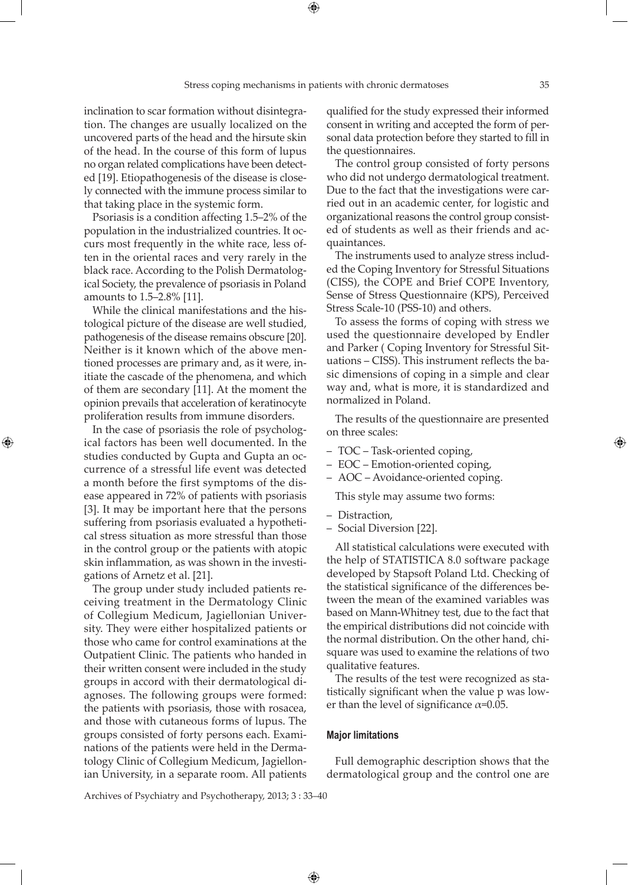inclination to scar formation without disintegration. The changes are usually localized on the uncovered parts of the head and the hirsute skin of the head. In the course of this form of lupus no organ related complications have been detected [19]. Etiopathogenesis of the disease is closely connected with the immune process similar to that taking place in the systemic form.

Psoriasis is a condition affecting 1.5–2% of the population in the industrialized countries. It occurs most frequently in the white race, less often in the oriental races and very rarely in the black race. According to the Polish Dermatological Society, the prevalence of psoriasis in Poland amounts to 1.5–2.8% [11].

While the clinical manifestations and the histological picture of the disease are well studied, pathogenesis of the disease remains obscure [20]. Neither is it known which of the above mentioned processes are primary and, as it were, initiate the cascade of the phenomena, and which of them are secondary [11]. At the moment the opinion prevails that acceleration of keratinocyte proliferation results from immune disorders.

In the case of psoriasis the role of psychological factors has been well documented. In the studies conducted by Gupta and Gupta an occurrence of a stressful life event was detected a month before the first symptoms of the disease appeared in 72% of patients with psoriasis [3]. It may be important here that the persons suffering from psoriasis evaluated a hypothetical stress situation as more stressful than those in the control group or the patients with atopic skin inflammation, as was shown in the investigations of Arnetz et al. [21].

The group under study included patients receiving treatment in the Dermatology Clinic of Collegium Medicum, Jagiellonian University. They were either hospitalized patients or those who came for control examinations at the Outpatient Clinic. The patients who handed in their written consent were included in the study groups in accord with their dermatological diagnoses. The following groups were formed: the patients with psoriasis, those with rosacea, and those with cutaneous forms of lupus. The groups consisted of forty persons each. Examinations of the patients were held in the Dermatology Clinic of Collegium Medicum, Jagiellonian University, in a separate room. All patients qualified for the study expressed their informed consent in writing and accepted the form of personal data protection before they started to fill in the questionnaires.

The control group consisted of forty persons who did not undergo dermatological treatment. Due to the fact that the investigations were carried out in an academic center, for logistic and organizational reasons the control group consisted of students as well as their friends and acquaintances.

The instruments used to analyze stress included the Coping Inventory for Stressful Situations (CISS), the COPE and Brief COPE Inventory, Sense of Stress Questionnaire (KPS), Perceived Stress Scale-10 (PSS-10) and others.

To assess the forms of coping with stress we used the questionnaire developed by Endler and Parker ( Coping Inventory for Stressful Situations – CISS). This instrument reflects the basic dimensions of coping in a simple and clear way and, what is more, it is standardized and normalized in Poland.

The results of the questionnaire are presented on three scales:

- TOC – Task-oriented coping,
- EOC – Emotion-oriented coping,
- AOC – Avoidance-oriented coping.

This style may assume two forms:

- Distraction,
- Social Diversion [22].

All statistical calculations were executed with the help of STATISTICA 8.0 software package developed by Stapsoft Poland Ltd. Checking of the statistical significance of the differences between the mean of the examined variables was based on Mann-Whitney test, due to the fact that the empirical distributions did not coincide with the normal distribution. On the other hand, chi-square was used to examine the relations of two qualitative features.

The results of the test were recognized as statistically significant when the value p was lower than the level of significance $\alpha$=0.05.

#### Major limitations

Full demographic description shows that the dermatological group and the control one are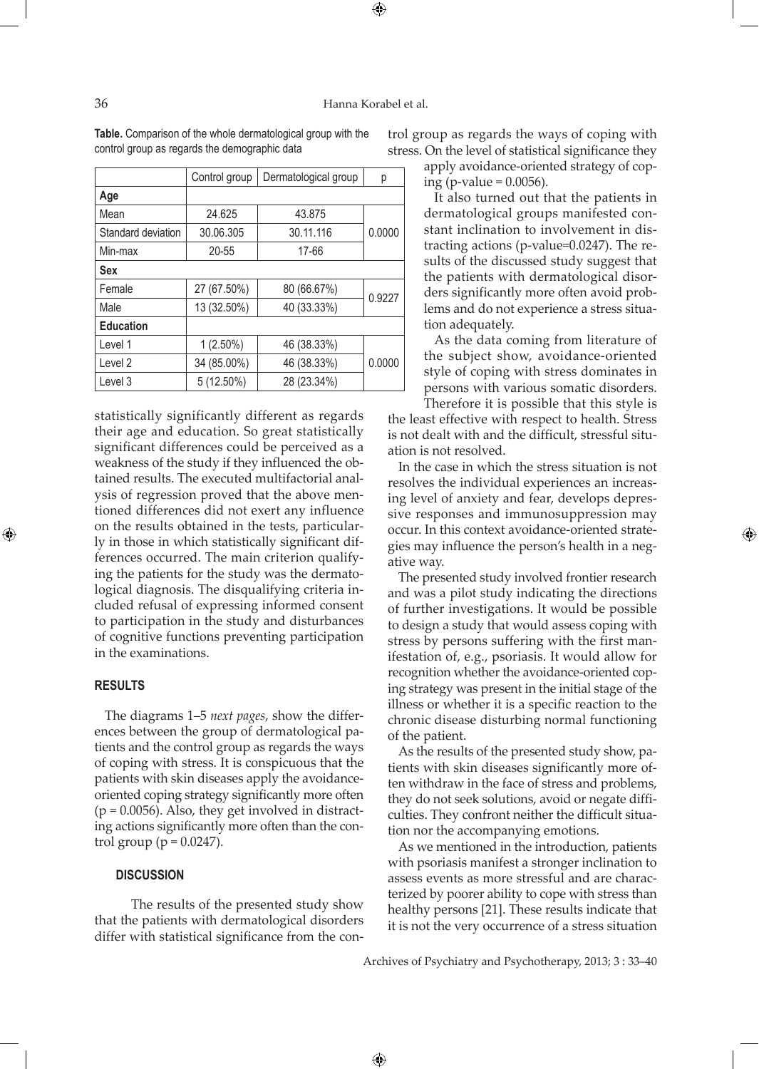**Table.** Comparison of the whole dermatological group with the control group as regards the demographic data

| | Control group | Dermatological group | p |
|---|---|---|---|
| **Age** | | | |
| Mean | 24.625 | 43.875 | 0.0000 |
| Standard deviation | 30.06.305 | 30.11.116 | |
| Min-max | 20-55 | 17-66 | |
| **Sex** | | | |
| Female | 27 (67.50%) | 80 (66.67%) | 0.9227 |
| Male | 13 (32.50%) | 40 (33.33%) | |
| **Education** | | | |
| Level 1 | 1 (2.50%) | 46 (38.33%) | 0.0000 |
| Level 2 | 34 (85.00%) | 46 (38.33%) | |
| Level 3 | 5 (12.50%) | 28 (23.34%) | |

statistically significantly different as regards their age and education. So great statistically significant differences could be perceived as a weakness of the study if they influenced the obtained results. The executed multifactorial analysis of regression proved that the above mentioned differences did not exert any influence on the results obtained in the tests, particularly in those in which statistically significant differences occurred. The main criterion qualifying the patients for the study was the dermatological diagnosis. The disqualifying criteria included refusal of expressing informed consent to participation in the study and disturbances of cognitive functions preventing participation in the examinations.

## RESULTS

The diagrams 1–5 *next pages*, show the differences between the group of dermatological patients and the control group as regards the ways of coping with stress. It is conspicuous that the patients with skin diseases apply the avoidance-oriented coping strategy significantly more often ($p = 0.0056$). Also, they get involved in distracting actions significantly more often than the control group ($p = 0.0247$).

## DISCUSSION

The results of the presented study show that the patients with dermatological disorders differ with statistical significance from the control group as regards the ways of coping with stress. On the level of statistical significance they apply avoidance-oriented strategy of coping (p-value = 0.0056).

It also turned out that the patients in dermatological groups manifested constant inclination to involvement in distracting actions (p-value=0.0247). The results of the discussed study suggest that the patients with dermatological disorders significantly more often avoid problems and do not experience a stress situation adequately.

As the data coming from literature of the subject show, avoidance-oriented style of coping with stress dominates in persons with various somatic disorders. Therefore it is possible that this style is the least effective with respect to health. Stress is not dealt with and the difficult, stressful situation is not resolved.

In the case in which the stress situation is not resolves the individual experiences an increasing level of anxiety and fear, develops depressive responses and immunosuppression may occur. In this context avoidance-oriented strategies may influence the person's health in a negative way.

The presented study involved frontier research and was a pilot study indicating the directions of further investigations. It would be possible to design a study that would assess coping with stress by persons suffering with the first manifestation of, e.g., psoriasis. It would allow for recognition whether the avoidance-oriented coping strategy was present in the initial stage of the illness or whether it is a specific reaction to the chronic disease disturbing normal functioning of the patient.

As the results of the presented study show, patients with skin diseases significantly more often withdraw in the face of stress and problems, they do not seek solutions, avoid or negate difficulties. They confront neither the difficult situation nor the accompanying emotions.

As we mentioned in the introduction, patients with psoriasis manifest a stronger inclination to assess events as more stressful and are characterized by poorer ability to cope with stress than healthy persons [21]. These results indicate that it is not the very occurrence of a stress situation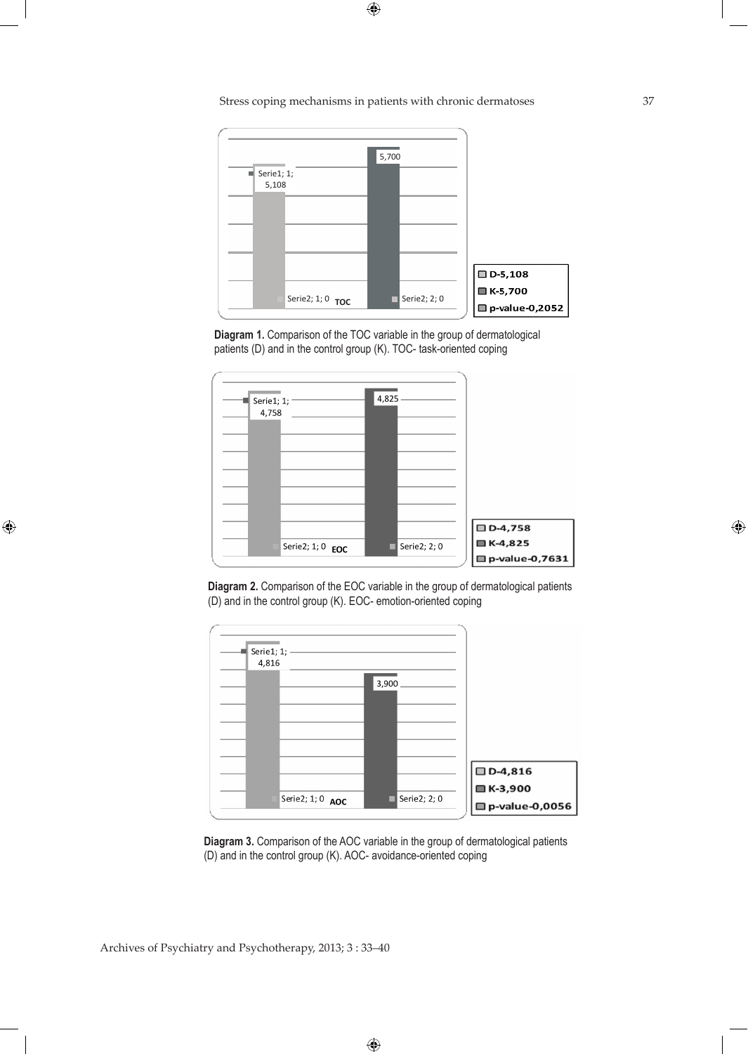| | D | K | p-value |
|---|---|---|---|
| TOC | 5,108 | 5,700 | 0,2052 |

**Diagram 1.** Comparison of the TOC variable in the group of dermatological patients (D) and in the control group (K). TOC- task-oriented coping

| | D | K | p-value |
|---|---|---|---|
| EOC | 4,758 | 4,825 | 0,7631 |

**Diagram 2.** Comparison of the EOC variable in the group of dermatological patients (D) and in the control group (K). EOC- emotion-oriented coping

| | D | K | p-value |
|---|---|---|---|
| AOC | 4,816 | 3,900 | 0,0056 |

**Diagram 3.** Comparison of the AOC variable in the group of dermatological patients (D) and in the control group (K). AOC- avoidance-oriented coping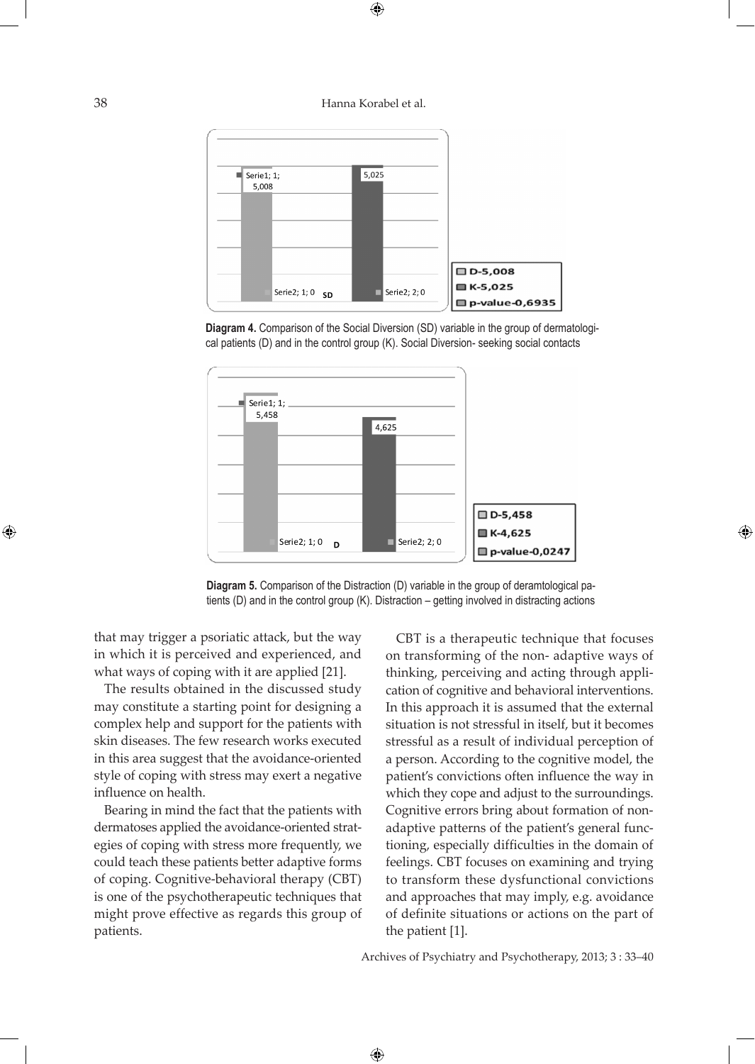| | D | K |
|---|---|---|
| SD | 5,008 | 5,025 |

D-5,008
K-5,025
p-value-0,6935

**Diagram 4.** Comparison of the Social Diversion (SD) variable in the group of dermatological patients (D) and in the control group (K). Social Diversion- seeking social contacts

| | D | K |
|---|---|---|
| D | 5,458 | 4,625 |

D-5,458
K-4,625
p-value-0,0247

**Diagram 5.** Comparison of the Distraction (D) variable in the group of deramtological patients (D) and in the control group (K). Distraction – getting involved in distracting actions

that may trigger a psoriatic attack, but the way in which it is perceived and experienced, and what ways of coping with it are applied [21].

The results obtained in the discussed study may constitute a starting point for designing a complex help and support for the patients with skin diseases. The few research works executed in this area suggest that the avoidance-oriented style of coping with stress may exert a negative influence on health.

Bearing in mind the fact that the patients with dermatoses applied the avoidance-oriented strategies of coping with stress more frequently, we could teach these patients better adaptive forms of coping. Cognitive-behavioral therapy (CBT) is one of the psychotherapeutic techniques that might prove effective as regards this group of patients.

CBT is a therapeutic technique that focuses on transforming of the non- adaptive ways of thinking, perceiving and acting through application of cognitive and behavioral interventions. In this approach it is assumed that the external situation is not stressful in itself, but it becomes stressful as a result of individual perception of a person. According to the cognitive model, the patient's convictions often influence the way in which they cope and adjust to the surroundings. Cognitive errors bring about formation of non-adaptive patterns of the patient's general functioning, especially difficulties in the domain of feelings. CBT focuses on examining and trying to transform these dysfunctional convictions and approaches that may imply, e.g. avoidance of definite situations or actions on the part of the patient [1].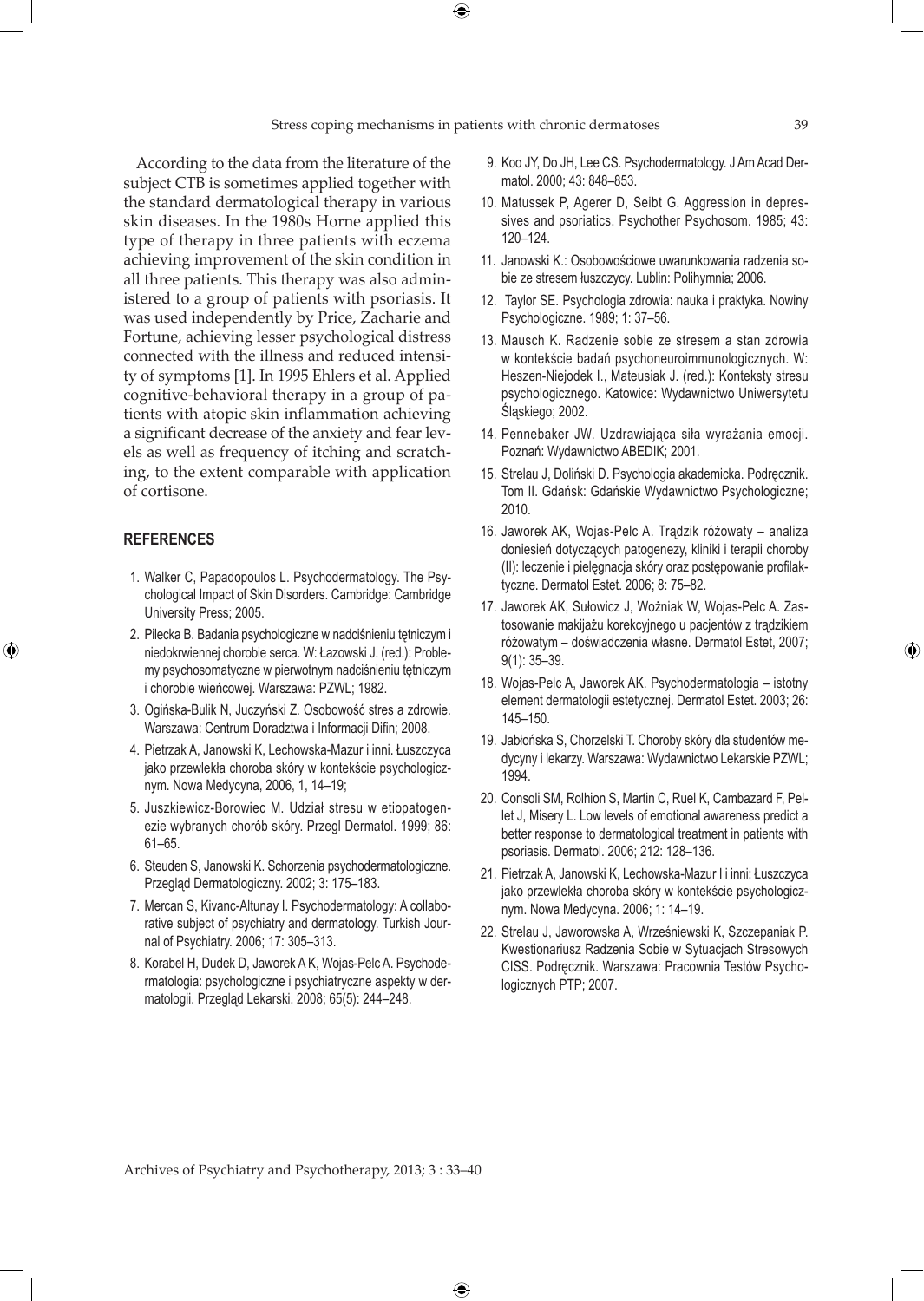According to the data from the literature of the subject CTB is sometimes applied together with the standard dermatological therapy in various skin diseases. In the 1980s Horne applied this type of therapy in three patients with eczema achieving improvement of the skin condition in all three patients. This therapy was also administered to a group of patients with psoriasis. It was used independently by Price, Zacharie and Fortune, achieving lesser psychological distress connected with the illness and reduced intensity of symptoms [1]. In 1995 Ehlers et al. Applied cognitive-behavioral therapy in a group of patients with atopic skin inflammation achieving a significant decrease of the anxiety and fear levels as well as frequency of itching and scratching, to the extent comparable with application of cortisone.

## REFERENCES

1. Walker C, Papadopoulos L. Psychodermatology. The Psychological Impact of Skin Disorders. Cambridge: Cambridge University Press; 2005.
2. Pilecka B. Badania psychologiczne w nadciśnieniu tętniczym i niedokrwiennej chorobie serca. W: Łazowski J. (red.): Problemy psychosomatyczne w pierwotnym nadciśnieniu tętniczym i chorobie wieńcowej. Warszawa: PZWL; 1982.
3. Ogińska-Bulik N, Juczyński Z. Osobowość stres a zdrowie. Warszawa: Centrum Doradztwa i Informacji Difin; 2008.
4. Pietrzak A, Janowski K, Lechowska-Mazur i inni. Łuszczyca jako przewlekła choroba skóry w kontekście psychologicznym. Nowa Medycyna, 2006, 1, 14–19;
5. Juszkiewicz-Borowiec M. Udział stresu w etiopatogenezie wybranych chorób skóry. Przegl Dermatol. 1999; 86: 61–65.
6. Steuden S, Janowski K. Schorzenia psychodermatologiczne. Przegląd Dermatologiczny. 2002; 3: 175–183.
7. Mercan S, Kivanc-Altunay I. Psychodermatology: A collaborative subject of psychiatry and dermatology. Turkish Journal of Psychiatry. 2006; 17: 305–313.
8. Korabel H, Dudek D, Jaworek A K, Wojas-Pelc A. Psychodermatologia: psychologiczne i psychiatryczne aspekty w dermatologii. Przegląd Lekarski. 2008; 65(5): 244–248.
9. Koo JY, Do JH, Lee CS. Psychodermatology. J Am Acad Dermatol. 2000; 43: 848–853.
10. Matussek P, Agerer D, Seibt G. Aggression in depressives and psoriatics. Psychother Psychosom. 1985; 43: 120–124.
11. Janowski K.: Osobowościowe uwarunkowania radzenia sobie ze stresem łuszczycy. Lublin: Polihymnia; 2006.
12. Taylor SE. Psychologia zdrowia: nauka i praktyka. Nowiny Psychologiczne. 1989; 1: 37–56.
13. Mausch K. Radzenie sobie ze stresem a stan zdrowia w kontekście badań psychoneuroimmunologicznych. W: Heszen-Niejodek I., Mateusiak J. (red.): Konteksty stresu psychologicznego. Katowice: Wydawnictwo Uniwersytetu Śląskiego; 2002.
14. Pennebaker JW. Uzdrawiająca siła wyrażania emocji. Poznań: Wydawnictwo ABEDIK; 2001.
15. Strelau J, Doliński D. Psychologia akademicka. Podręcznik. Tom II. Gdańsk: Gdańskie Wydawnictwo Psychologiczne; 2010.
16. Jaworek AK, Wojas-Pelc A. Trądzik różowaty – analiza doniesień dotyczących patogenezy, kliniki i terapii choroby (II): leczenie i pielęgnacja skóry oraz postępowanie profilaktyczne. Dermatol Estet. 2006; 8: 75–82.
17. Jaworek AK, Sułowicz J, Wożniak W, Wojas-Pelc A. Zastosowanie makijażu korekcyjnego u pacjentów z trądzikiem różowatym – doświadczenia własne. Dermatol Estet, 2007; 9(1): 35–39.
18. Wojas-Pelc A, Jaworek AK. Psychodermatologia – istotny element dermatologii estetycznej. Dermatol Estet. 2003; 26: 145–150.
19. Jabłońska S, Chorzelski T. Choroby skóry dla studentów medycyny i lekarzy. Warszawa: Wydawnictwo Lekarskie PZWL; 1994.
20. Consoli SM, Rolhion S, Martin C, Ruel K, Cambazard F, Pellet J, Misery L. Low levels of emotional awareness predict a better response to dermatological treatment in patients with psoriasis. Dermatol. 2006; 212: 128–136.
21. Pietrzak A, Janowski K, Lechowska-Mazur I i inni: Łuszczyca jako przewlekła choroba skóry w kontekście psychologicznym. Nowa Medycyna. 2006; 1: 14–19.
22. Strelau J, Jaworowska A, Wrześniewski K, Szczepaniak P. Kwestionariusz Radzenia Sobie w Sytuacjach Stresowych CISS. Podręcznik. Warszawa: Pracownia Testów Psychologicznych PTP; 2007.